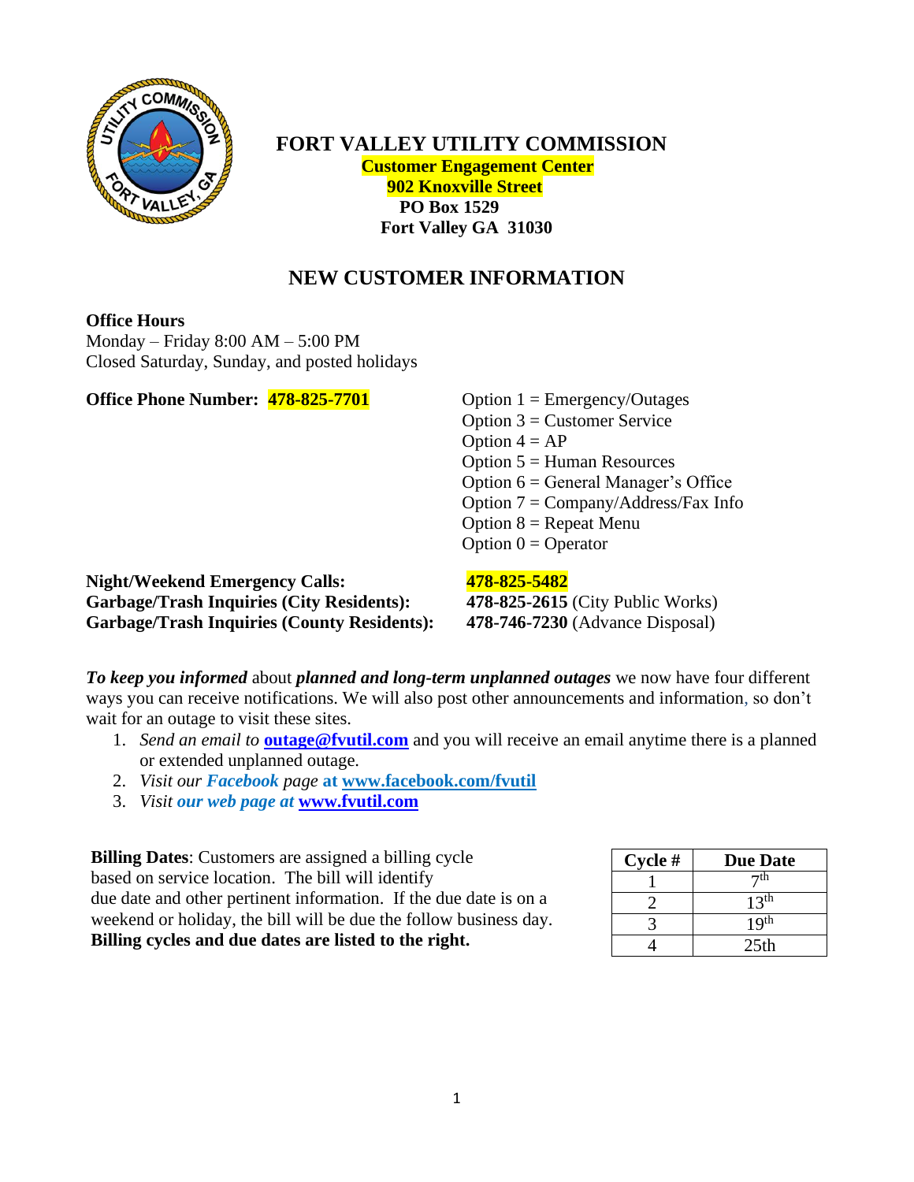# FORT VALLEY UTILITY COMMISSION

**Customer Engagement Center**
**902 Knoxville Street**
**PO Box 1529**
**Fort Valley GA 31030**

## NEW CUSTOMER INFORMATION

**Office Hours**
Monday – Friday 8:00 AM – 5:00 PM
Closed Saturday, Sunday, and posted holidays

**Office Phone Number: 478-825-7701**

Option 1 = Emergency/Outages
Option 3 = Customer Service
Option 4 = AP
Option 5 = Human Resources
Option 6 = General Manager's Office
Option 7 = Company/Address/Fax Info
Option 8 = Repeat Menu
Option 0 = Operator

**Night/Weekend Emergency Calls:** **478-825-5482**
**Garbage/Trash Inquiries (City Residents):** **478-825-2615** (City Public Works)
**Garbage/Trash Inquiries (County Residents):** **478-746-7230** (Advance Disposal)

***To keep you informed*** about ***planned and long-term unplanned outages*** we now have four different ways you can receive notifications. We will also post other announcements and information, so don't wait for an outage to visit these sites.

1. *Send an email to* **outage@fvutil.com** and you will receive an email anytime there is a planned or extended unplanned outage.
2. *Visit our **Facebook** page* **at www.facebook.com/fvutil**
3. *Visit **our web page at*** **www.fvutil.com**

**Billing Dates**: Customers are assigned a billing cycle based on service location. The bill will identify due date and other pertinent information. If the due date is on a weekend or holiday, the bill will be due the follow business day. **Billing cycles and due dates are listed to the right.**

| Cycle # | Due Date |
|---|---|
| 1 | 7th |
| 2 | 13th |
| 3 | 19th |
| 4 | 25th |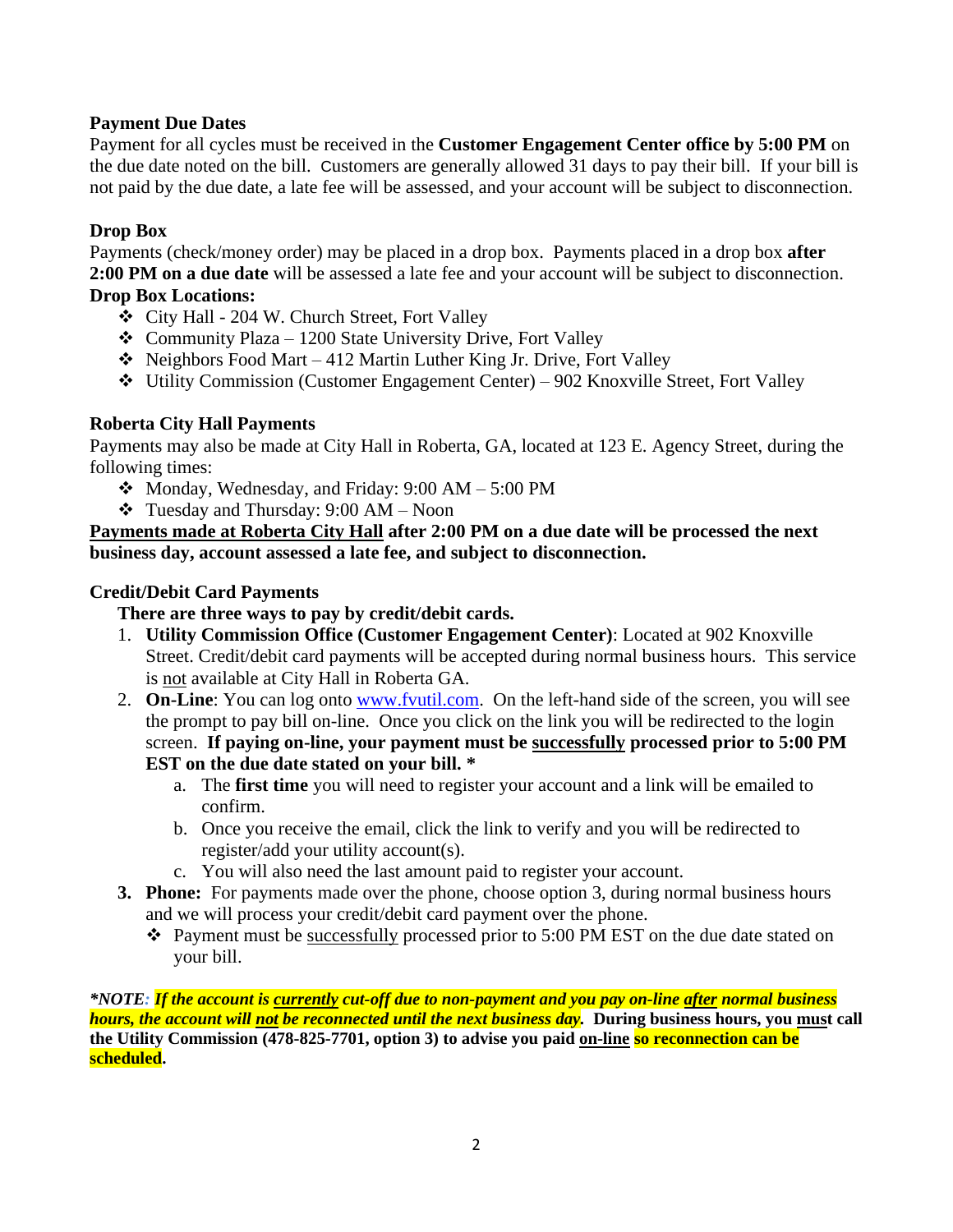**Payment Due Dates**

Payment for all cycles must be received in the **Customer Engagement Center office by 5:00 PM** on the due date noted on the bill. Customers are generally allowed 31 days to pay their bill. If your bill is not paid by the due date, a late fee will be assessed, and your account will be subject to disconnection.

**Drop Box**

Payments (check/money order) may be placed in a drop box. Payments placed in a drop box **after 2:00 PM on a due date** will be assessed a late fee and your account will be subject to disconnection.

**Drop Box Locations:**

- City Hall - 204 W. Church Street, Fort Valley
- Community Plaza – 1200 State University Drive, Fort Valley
- Neighbors Food Mart – 412 Martin Luther King Jr. Drive, Fort Valley
- Utility Commission (Customer Engagement Center) – 902 Knoxville Street, Fort Valley

**Roberta City Hall Payments**

Payments may also be made at City Hall in Roberta, GA, located at 123 E. Agency Street, during the following times:

- Monday, Wednesday, and Friday: 9:00 AM – 5:00 PM
- Tuesday and Thursday: 9:00 AM – Noon

**Payments made at Roberta City Hall after 2:00 PM on a due date will be processed the next business day, account assessed a late fee, and subject to disconnection.**

**Credit/Debit Card Payments**

**There are three ways to pay by credit/debit cards.**

1. **Utility Commission Office (Customer Engagement Center)**: Located at 902 Knoxville Street. Credit/debit card payments will be accepted during normal business hours. This service is not available at City Hall in Roberta GA.
2. **On-Line**: You can log onto www.fvutil.com. On the left-hand side of the screen, you will see the prompt to pay bill on-line. Once you click on the link you will be redirected to the login screen. **If paying on-line, your payment must be successfully processed prior to 5:00 PM EST on the due date stated on your bill. ***
   a. The **first time** you will need to register your account and a link will be emailed to confirm.
   b. Once you receive the email, click the link to verify and you will be redirected to register/add your utility account(s).
   c. You will also need the last amount paid to register your account.
3. **Phone:** For payments made over the phone, choose option 3, during normal business hours and we will process your credit/debit card payment over the phone.
   - Payment must be successfully processed prior to 5:00 PM EST on the due date stated on your bill.

***NOTE: If the account is currently cut-off due to non-payment and you pay on-line after normal business hours, the account will not be reconnected until the next business day.*** **During business hours, you must call the Utility Commission (478-825-7701, option 3) to advise you paid on-line so reconnection can be scheduled.**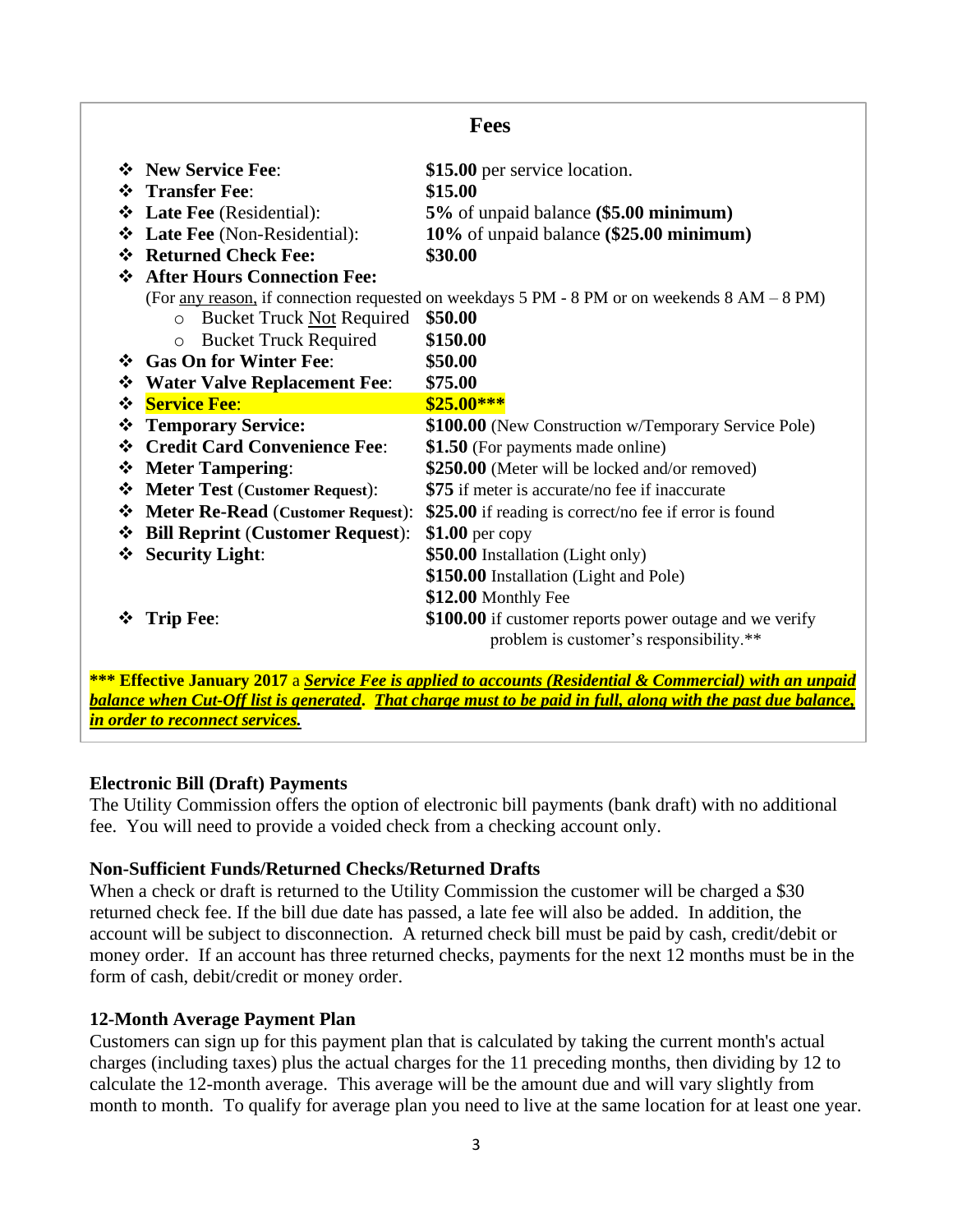## Fees

- **New Service Fee**: **$15.00** per service location.
- **Transfer Fee**: **$15.00**
- **Late Fee** (Residential): **5%** of unpaid balance **($5.00 minimum)**
- **Late Fee** (Non-Residential): **10%** of unpaid balance **($25.00 minimum)**
- **Returned Check Fee: $30.00**
- **After Hours Connection Fee:**
  (For <u>any reason</u>, if connection requested on weekdays 5 PM - 8 PM or on weekends 8 AM – 8 PM)
  - Bucket Truck <u>Not</u> Required **$50.00**
  - Bucket Truck Required **$150.00**
- **Gas On for Winter Fee**: **$50.00**
- **Water Valve Replacement Fee**: **$75.00**
- **Service Fee**: **$25.00*****
- **Temporary Service: $100.00** (New Construction w/Temporary Service Pole)
- **Credit Card Convenience Fee**: **$1.50** (For payments made online)
- **Meter Tampering**: **$250.00** (Meter will be locked and/or removed)
- **Meter Test (Customer Request)**: **$75** if meter is accurate/no fee if inaccurate
- **Meter Re-Read (Customer Request)**: **$25.00** if reading is correct/no fee if error is found
- **Bill Reprint (Customer Request)**: **$1.00** per copy
- **Security Light**: **$50.00** Installation (Light only)
  **$150.00** Installation (Light and Pole)
  **$12.00** Monthly Fee
- **Trip Fee**: **$100.00** if customer reports power outage and we verify problem is customer's responsibility.**

**\*\*\* Effective January 2017** a ***<u>Service Fee is applied to accounts (Residential & Commercial) with an unpaid balance when Cut-Off list is generated</u>*. *<u>That charge must to be paid in full, along with the past due balance, in order to reconnect services</u>*.**

### Electronic Bill (Draft) Payments

The Utility Commission offers the option of electronic bill payments (bank draft) with no additional fee. You will need to provide a voided check from a checking account only.

### Non-Sufficient Funds/Returned Checks/Returned Drafts

When a check or draft is returned to the Utility Commission the customer will be charged a $30 returned check fee. If the bill due date has passed, a late fee will also be added. In addition, the account will be subject to disconnection. A returned check bill must be paid by cash, credit/debit or money order. If an account has three returned checks, payments for the next 12 months must be in the form of cash, debit/credit or money order.

### 12-Month Average Payment Plan

Customers can sign up for this payment plan that is calculated by taking the current month's actual charges (including taxes) plus the actual charges for the 11 preceding months, then dividing by 12 to calculate the 12-month average. This average will be the amount due and will vary slightly from month to month. To qualify for average plan you need to live at the same location for at least one year.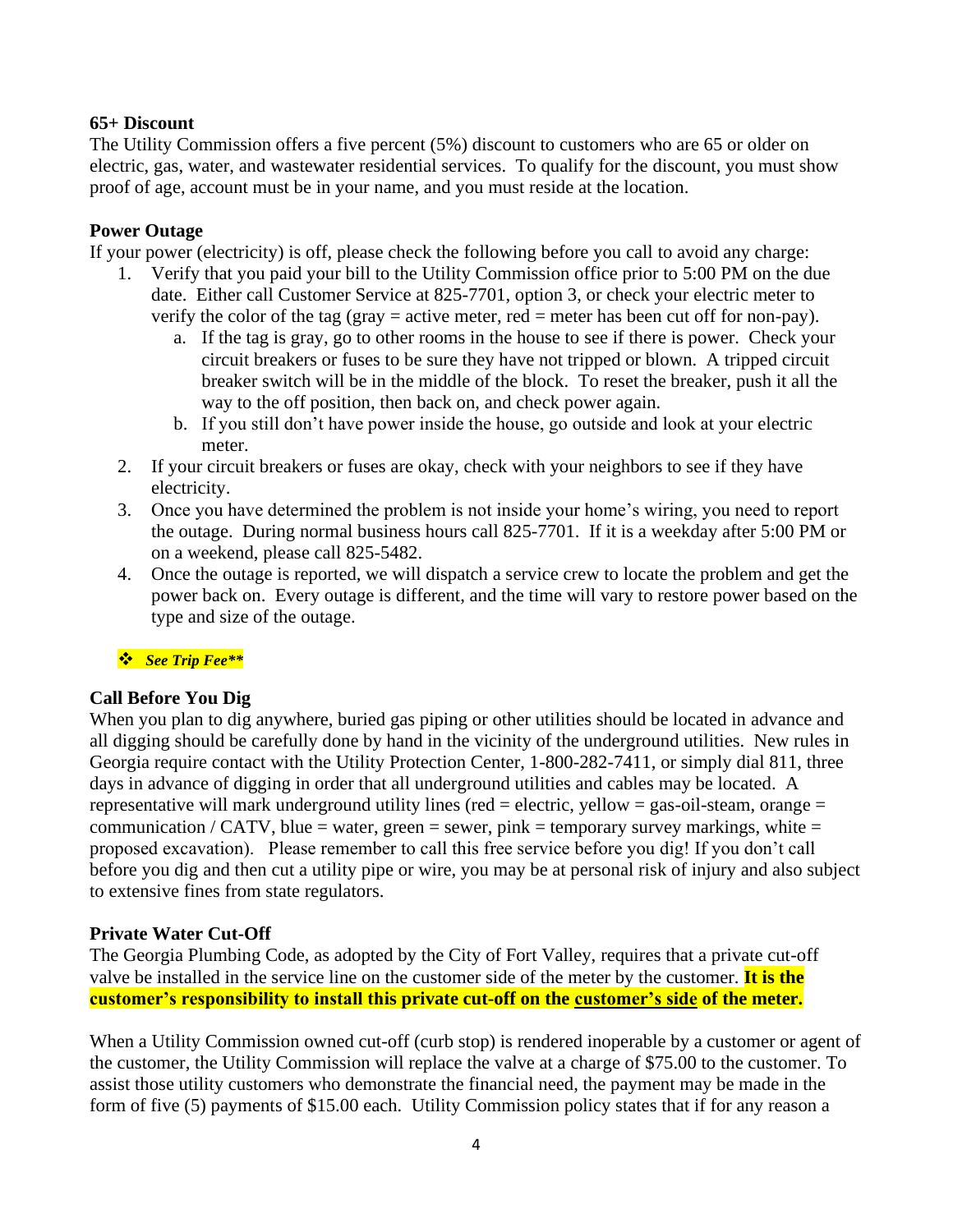### 65+ Discount

The Utility Commission offers a five percent (5%) discount to customers who are 65 or older on electric, gas, water, and wastewater residential services. To qualify for the discount, you must show proof of age, account must be in your name, and you must reside at the location.

### Power Outage

If your power (electricity) is off, please check the following before you call to avoid any charge:

1. Verify that you paid your bill to the Utility Commission office prior to 5:00 PM on the due date. Either call Customer Service at 825-7701, option 3, or check your electric meter to verify the color of the tag (gray = active meter, red = meter has been cut off for non-pay).
    a. If the tag is gray, go to other rooms in the house to see if there is power. Check your circuit breakers or fuses to be sure they have not tripped or blown. A tripped circuit breaker switch will be in the middle of the block. To reset the breaker, push it all the way to the off position, then back on, and check power again.
    b. If you still don't have power inside the house, go outside and look at your electric meter.
2. If your circuit breakers or fuses are okay, check with your neighbors to see if they have electricity.
3. Once you have determined the problem is not inside your home's wiring, you need to report the outage. During normal business hours call 825-7701. If it is a weekday after 5:00 PM or on a weekend, please call 825-5482.
4. Once the outage is reported, we will dispatch a service crew to locate the problem and get the power back on. Every outage is different, and the time will vary to restore power based on the type and size of the outage.

- ***See Trip Fee*****

### Call Before You Dig

When you plan to dig anywhere, buried gas piping or other utilities should be located in advance and all digging should be carefully done by hand in the vicinity of the underground utilities. New rules in Georgia require contact with the Utility Protection Center, 1-800-282-7411, or simply dial 811, three days in advance of digging in order that all underground utilities and cables may be located. A representative will mark underground utility lines (red = electric, yellow = gas-oil-steam, orange = communication / CATV, blue = water, green = sewer, pink = temporary survey markings, white = proposed excavation). Please remember to call this free service before you dig! If you don't call before you dig and then cut a utility pipe or wire, you may be at personal risk of injury and also subject to extensive fines from state regulators.

### Private Water Cut-Off

The Georgia Plumbing Code, as adopted by the City of Fort Valley, requires that a private cut-off valve be installed in the service line on the customer side of the meter by the customer. **It is the customer's responsibility to install this private cut-off on the customer's side of the meter.**

When a Utility Commission owned cut-off (curb stop) is rendered inoperable by a customer or agent of the customer, the Utility Commission will replace the valve at a charge of $75.00 to the customer. To assist those utility customers who demonstrate the financial need, the payment may be made in the form of five (5) payments of $15.00 each. Utility Commission policy states that if for any reason a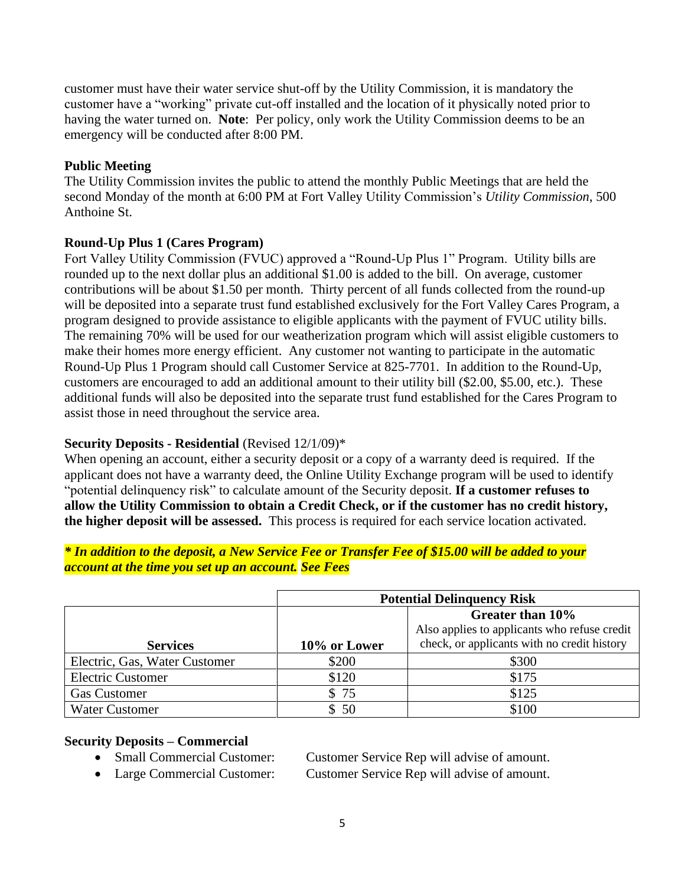customer must have their water service shut-off by the Utility Commission, it is mandatory the customer have a "working" private cut-off installed and the location of it physically noted prior to having the water turned on. **Note**: Per policy, only work the Utility Commission deems to be an emergency will be conducted after 8:00 PM.

**Public Meeting**

The Utility Commission invites the public to attend the monthly Public Meetings that are held the second Monday of the month at 6:00 PM at Fort Valley Utility Commission's *Utility Commission*, 500 Anthoine St.

**Round-Up Plus 1 (Cares Program)**

Fort Valley Utility Commission (FVUC) approved a "Round-Up Plus 1" Program. Utility bills are rounded up to the next dollar plus an additional $1.00 is added to the bill. On average, customer contributions will be about $1.50 per month. Thirty percent of all funds collected from the round-up will be deposited into a separate trust fund established exclusively for the Fort Valley Cares Program, a program designed to provide assistance to eligible applicants with the payment of FVUC utility bills. The remaining 70% will be used for our weatherization program which will assist eligible customers to make their homes more energy efficient. Any customer not wanting to participate in the automatic Round-Up Plus 1 Program should call Customer Service at 825-7701. In addition to the Round-Up, customers are encouraged to add an additional amount to their utility bill ($2.00, $5.00, etc.). These additional funds will also be deposited into the separate trust fund established for the Cares Program to assist those in need throughout the service area.

**Security Deposits - Residential** (Revised 12/1/09)*

When opening an account, either a security deposit or a copy of a warranty deed is required. If the applicant does not have a warranty deed, the Online Utility Exchange program will be used to identify "potential delinquency risk" to calculate amount of the Security deposit. **If a customer refuses to allow the Utility Commission to obtain a Credit Check, or if the customer has no credit history, the higher deposit will be assessed.** This process is required for each service location activated.

***\* In addition to the deposit, a New Service Fee or Transfer Fee of $15.00 will be added to your account at the time you set up an account. See Fees***

| | **Potential Delinquency Risk** | |
|---|---|---|
| **Services** | **10% or Lower** | **Greater than 10%** Also applies to applicants who refuse credit check, or applicants with no credit history |
| Electric, Gas, Water Customer | $200 | $300 |
| Electric Customer | $120 | $175 |
| Gas Customer | $ 75 | $125 |
| Water Customer | $ 50 | $100 |

**Security Deposits – Commercial**

- Small Commercial Customer: Customer Service Rep will advise of amount.
- Large Commercial Customer: Customer Service Rep will advise of amount.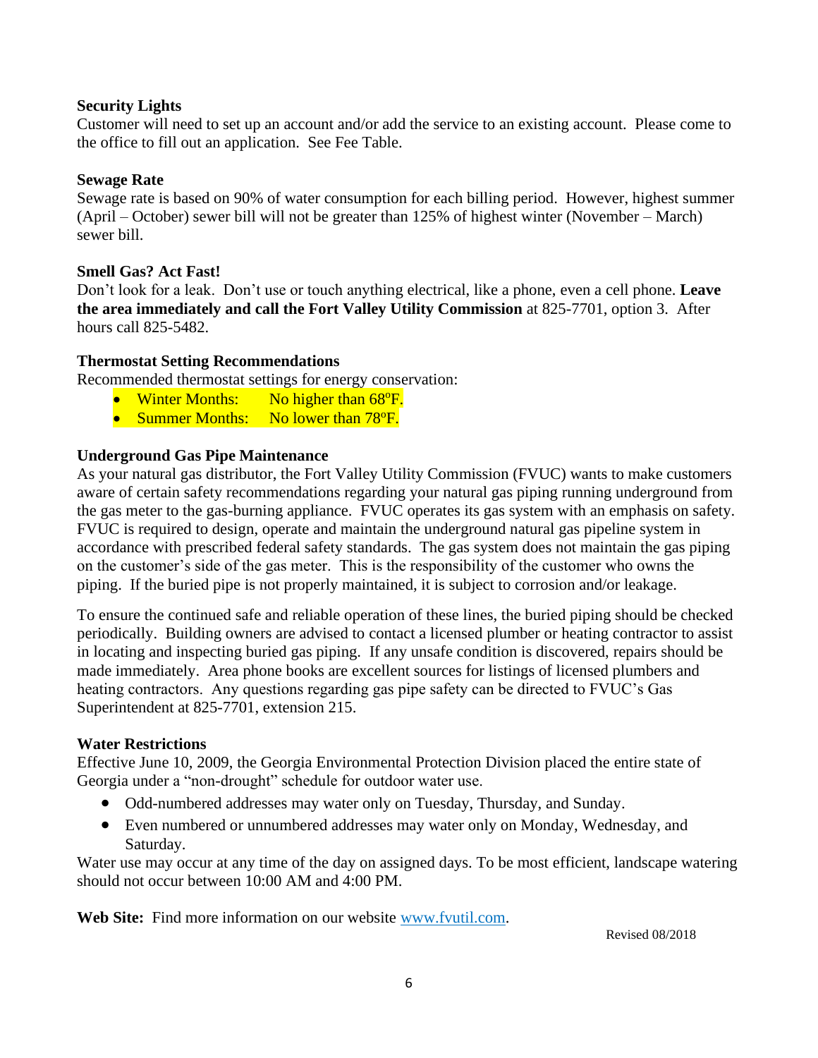**Security Lights**

Customer will need to set up an account and/or add the service to an existing account. Please come to the office to fill out an application. See Fee Table.

**Sewage Rate**

Sewage rate is based on 90% of water consumption for each billing period. However, highest summer (April – October) sewer bill will not be greater than 125% of highest winter (November – March) sewer bill.

**Smell Gas? Act Fast!**

Don't look for a leak. Don't use or touch anything electrical, like a phone, even a cell phone. **Leave the area immediately and call the Fort Valley Utility Commission** at 825-7701, option 3. After hours call 825-5482.

**Thermostat Setting Recommendations**

Recommended thermostat settings for energy conservation:

- Winter Months: No higher than 68ºF.
- Summer Months: No lower than 78ºF.

**Underground Gas Pipe Maintenance**

As your natural gas distributor, the Fort Valley Utility Commission (FVUC) wants to make customers aware of certain safety recommendations regarding your natural gas piping running underground from the gas meter to the gas-burning appliance. FVUC operates its gas system with an emphasis on safety. FVUC is required to design, operate and maintain the underground natural gas pipeline system in accordance with prescribed federal safety standards. The gas system does not maintain the gas piping on the customer's side of the gas meter. This is the responsibility of the customer who owns the piping. If the buried pipe is not properly maintained, it is subject to corrosion and/or leakage.

To ensure the continued safe and reliable operation of these lines, the buried piping should be checked periodically. Building owners are advised to contact a licensed plumber or heating contractor to assist in locating and inspecting buried gas piping. If any unsafe condition is discovered, repairs should be made immediately. Area phone books are excellent sources for listings of licensed plumbers and heating contractors. Any questions regarding gas pipe safety can be directed to FVUC's Gas Superintendent at 825-7701, extension 215.

**Water Restrictions**

Effective June 10, 2009, the Georgia Environmental Protection Division placed the entire state of Georgia under a "non-drought" schedule for outdoor water use.

- Odd-numbered addresses may water only on Tuesday, Thursday, and Sunday.
- Even numbered or unnumbered addresses may water only on Monday, Wednesday, and Saturday.

Water use may occur at any time of the day on assigned days. To be most efficient, landscape watering should not occur between 10:00 AM and 4:00 PM.

**Web Site:** Find more information on our website www.fvutil.com.

Revised 08/2018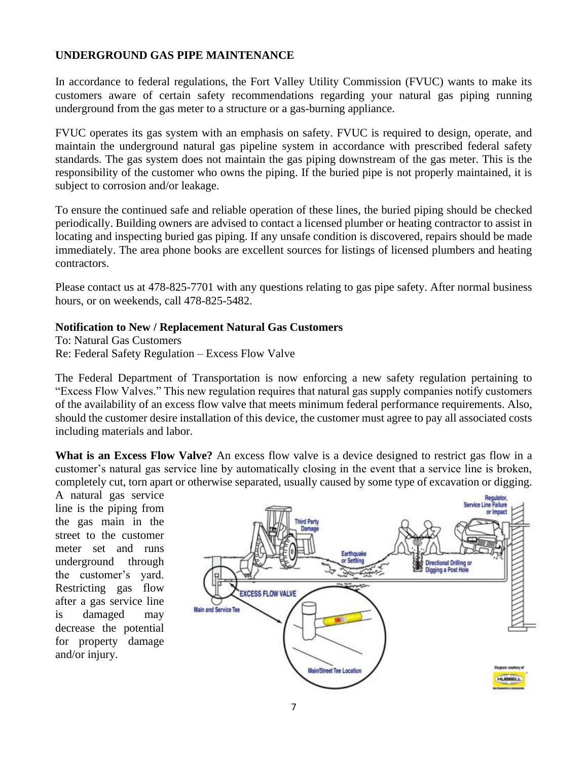**UNDERGROUND GAS PIPE MAINTENANCE**

In accordance to federal regulations, the Fort Valley Utility Commission (FVUC) wants to make its customers aware of certain safety recommendations regarding your natural gas piping running underground from the gas meter to a structure or a gas-burning appliance.

FVUC operates its gas system with an emphasis on safety. FVUC is required to design, operate, and maintain the underground natural gas pipeline system in accordance with prescribed federal safety standards. The gas system does not maintain the gas piping downstream of the gas meter. This is the responsibility of the customer who owns the piping. If the buried pipe is not properly maintained, it is subject to corrosion and/or leakage.

To ensure the continued safe and reliable operation of these lines, the buried piping should be checked periodically. Building owners are advised to contact a licensed plumber or heating contractor to assist in locating and inspecting buried gas piping. If any unsafe condition is discovered, repairs should be made immediately. The area phone books are excellent sources for listings of licensed plumbers and heating contractors.

Please contact us at 478-825-7701 with any questions relating to gas pipe safety. After normal business hours, or on weekends, call 478-825-5482.

**Notification to New / Replacement Natural Gas Customers**
To: Natural Gas Customers
Re: Federal Safety Regulation – Excess Flow Valve

The Federal Department of Transportation is now enforcing a new safety regulation pertaining to "Excess Flow Valves." This new regulation requires that natural gas supply companies notify customers of the availability of an excess flow valve that meets minimum federal performance requirements. Also, should the customer desire installation of this device, the customer must agree to pay all associated costs including materials and labor.

**What is an Excess Flow Valve?** An excess flow valve is a device designed to restrict gas flow in a customer's natural gas service line by automatically closing in the event that a service line is broken, completely cut, torn apart or otherwise separated, usually caused by some type of excavation or digging. A natural gas service line is the piping from the gas main in the street to the customer meter set and runs underground through the customer's yard. Restricting gas flow after a gas service line is damaged may decrease the potential for property damage and/or injury.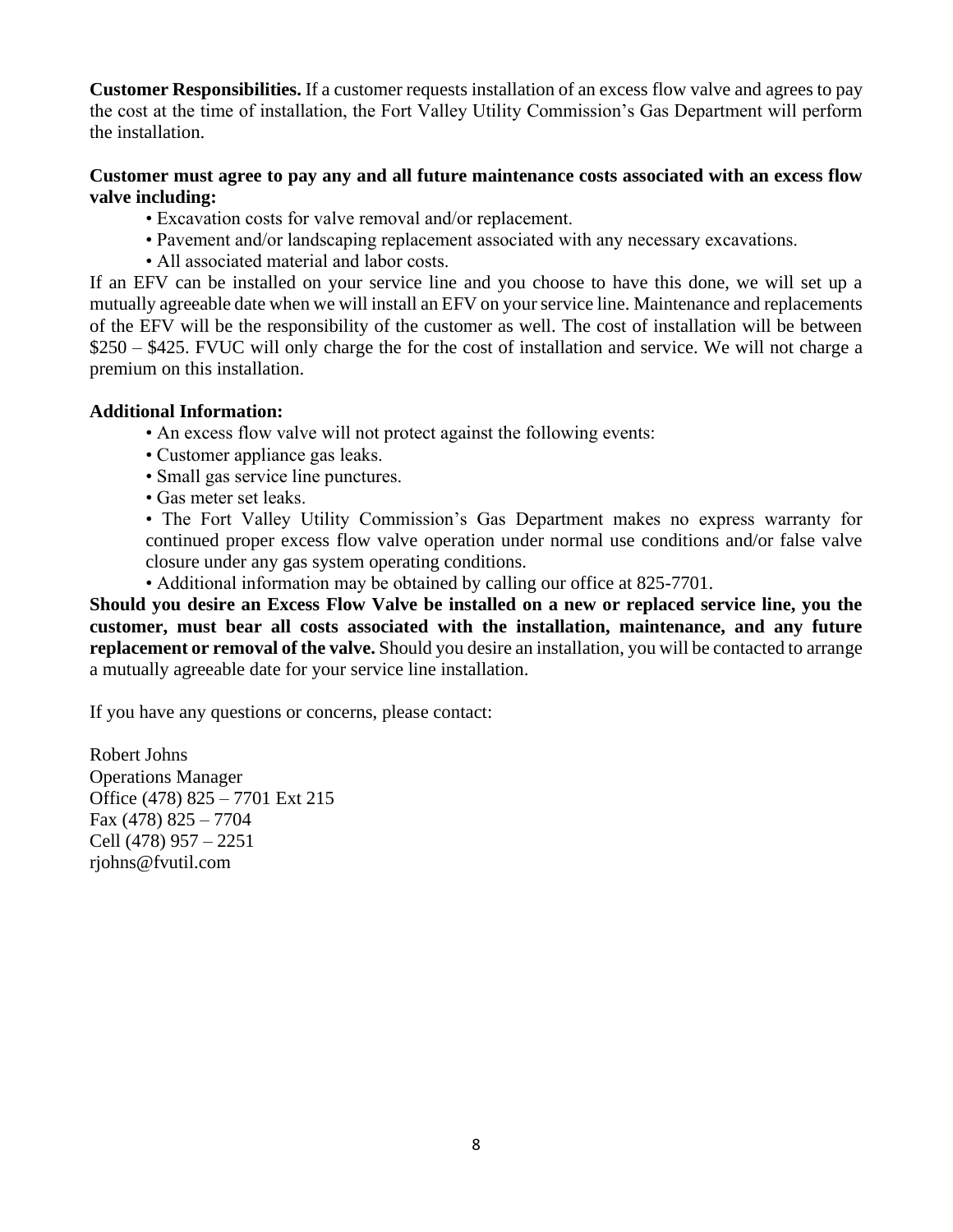**Customer Responsibilities.** If a customer requests installation of an excess flow valve and agrees to pay the cost at the time of installation, the Fort Valley Utility Commission's Gas Department will perform the installation.

**Customer must agree to pay any and all future maintenance costs associated with an excess flow valve including:**

- Excavation costs for valve removal and/or replacement.
- Pavement and/or landscaping replacement associated with any necessary excavations.
- All associated material and labor costs.

If an EFV can be installed on your service line and you choose to have this done, we will set up a mutually agreeable date when we will install an EFV on your service line. Maintenance and replacements of the EFV will be the responsibility of the customer as well. The cost of installation will be between $250 – $425. FVUC will only charge the for the cost of installation and service. We will not charge a premium on this installation.

**Additional Information:**

- An excess flow valve will not protect against the following events:
- Customer appliance gas leaks.
- Small gas service line punctures.
- Gas meter set leaks.
- The Fort Valley Utility Commission's Gas Department makes no express warranty for continued proper excess flow valve operation under normal use conditions and/or false valve closure under any gas system operating conditions.
- Additional information may be obtained by calling our office at 825-7701.

**Should you desire an Excess Flow Valve be installed on a new or replaced service line, you the customer, must bear all costs associated with the installation, maintenance, and any future replacement or removal of the valve.** Should you desire an installation, you will be contacted to arrange a mutually agreeable date for your service line installation.

If you have any questions or concerns, please contact:

Robert Johns
Operations Manager
Office (478) 825 – 7701 Ext 215
Fax (478) 825 – 7704
Cell (478) 957 – 2251
rjohns@fvutil.com